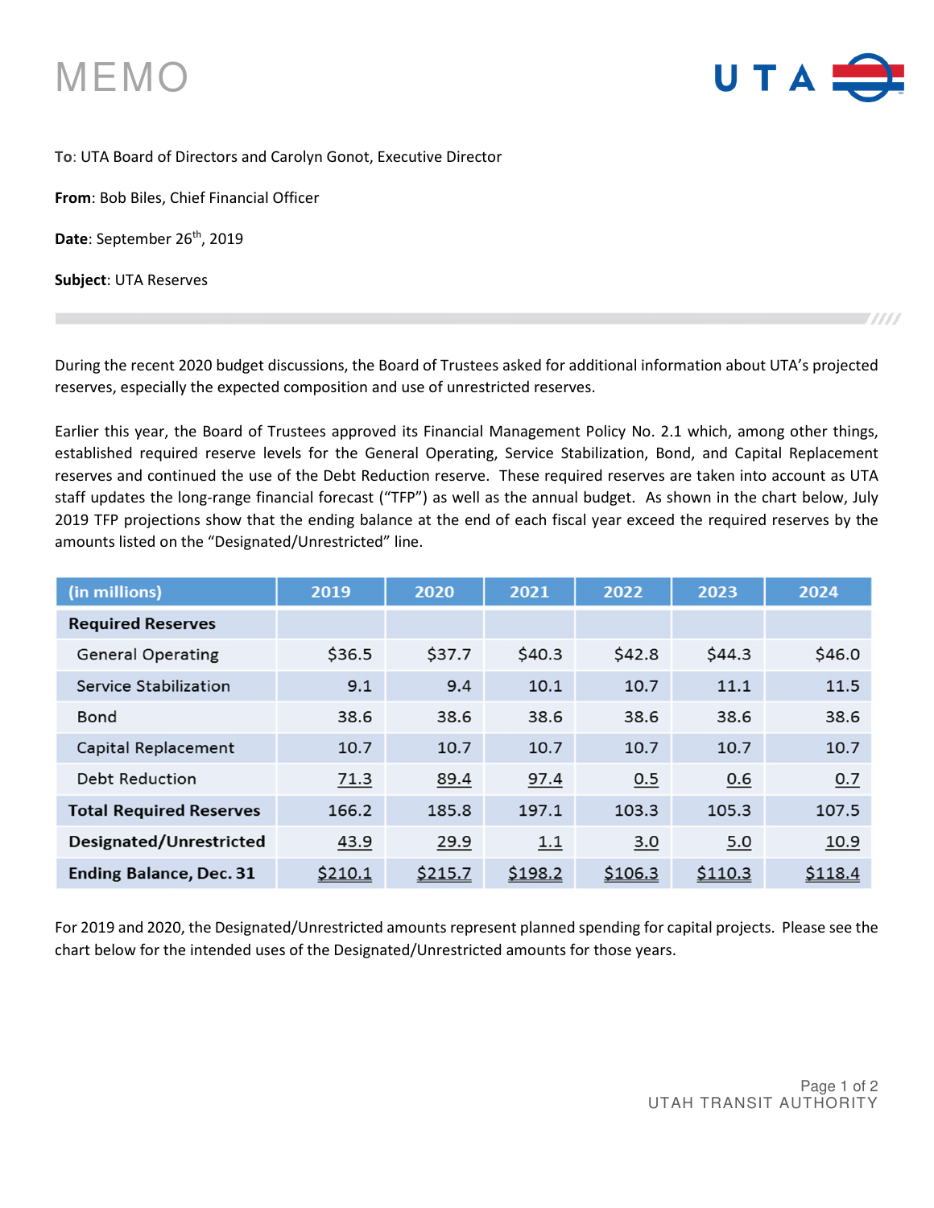# MEMO

**To**: UTA Board of Directors and Carolyn Gonot, Executive Director

**From**: Bob Biles, Chief Financial Officer

**Date**: September 26th, 2019

**Subject**: UTA Reserves

During the recent 2020 budget discussions, the Board of Trustees asked for additional information about UTA's projected reserves, especially the expected composition and use of unrestricted reserves.

Earlier this year, the Board of Trustees approved its Financial Management Policy No. 2.1 which, among other things, established required reserve levels for the General Operating, Service Stabilization, Bond, and Capital Replacement reserves and continued the use of the Debt Reduction reserve. These required reserves are taken into account as UTA staff updates the long-range financial forecast ("TFP") as well as the annual budget. As shown in the chart below, July 2019 TFP projections show that the ending balance at the end of each fiscal year exceed the required reserves by the amounts listed on the "Designated/Unrestricted" line.

| (in millions) | 2019 | 2020 | 2021 | 2022 | 2023 | 2024 |
|---|---|---|---|---|---|---|
| **Required Reserves** | | | | | | |
| General Operating | $36.5 | $37.7 | $40.3 | $42.8 | $44.3 | $46.0 |
| Service Stabilization | 9.1 | 9.4 | 10.1 | 10.7 | 11.1 | 11.5 |
| Bond | 38.6 | 38.6 | 38.6 | 38.6 | 38.6 | 38.6 |
| Capital Replacement | 10.7 | 10.7 | 10.7 | 10.7 | 10.7 | 10.7 |
| Debt Reduction | 71.3 | 89.4 | 97.4 | 0.5 | 0.6 | 0.7 |
| **Total Required Reserves** | 166.2 | 185.8 | 197.1 | 103.3 | 105.3 | 107.5 |
| **Designated/Unrestricted** | 43.9 | 29.9 | 1.1 | 3.0 | 5.0 | 10.9 |
| **Ending Balance, Dec. 31** | $210.1 | $215.7 | $198.2 | $106.3 | $110.3 | $118.4 |

For 2019 and 2020, the Designated/Unrestricted amounts represent planned spending for capital projects. Please see the chart below for the intended uses of the Designated/Unrestricted amounts for those years.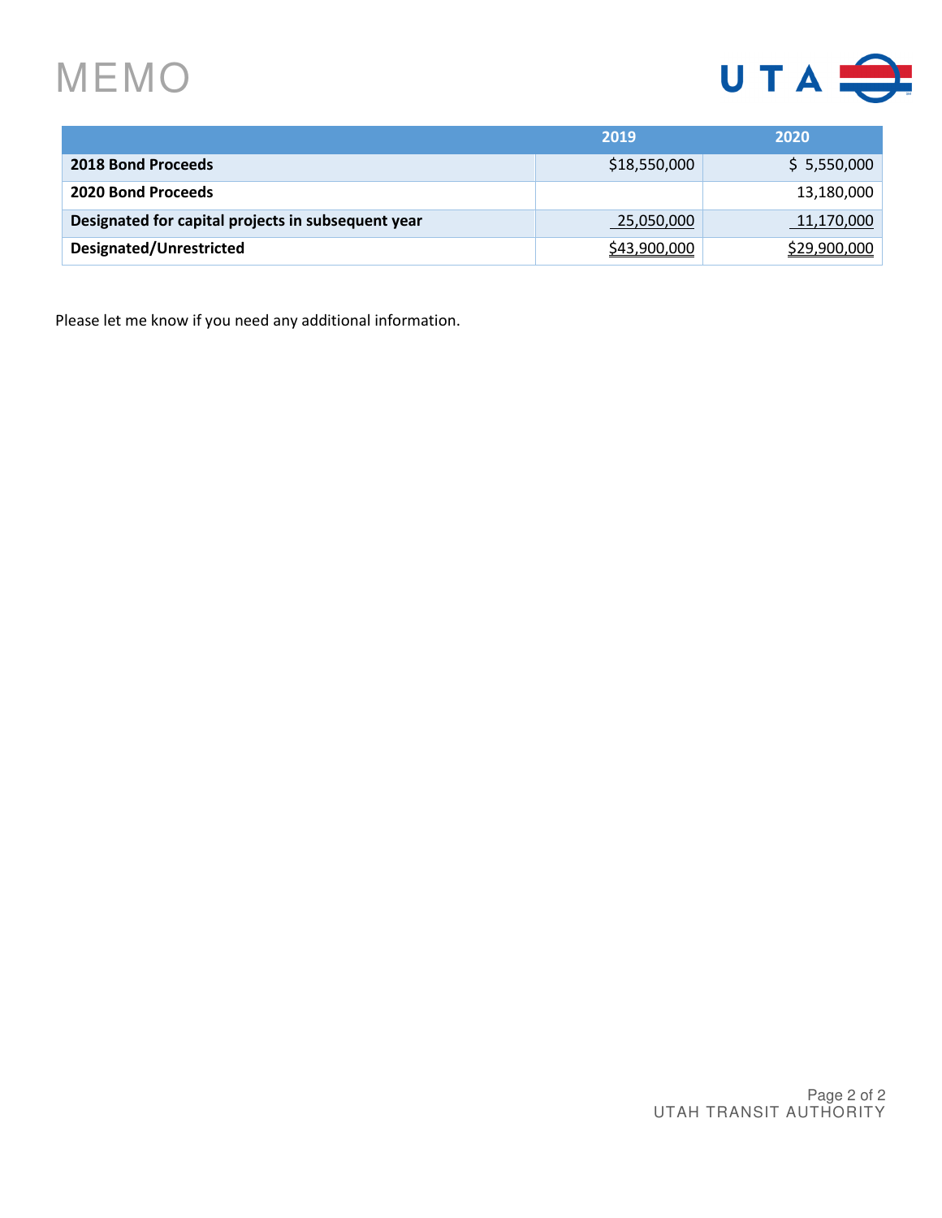| | 2019 | 2020 |
|---|---|---|
| **2018 Bond Proceeds** | $18,550,000 | $ 5,550,000 |
| **2020 Bond Proceeds** | | 13,180,000 |
| **Designated for capital projects in subsequent year** | 25,050,000 | 11,170,000 |
| **Designated/Unrestricted** | $43,900,000 | $29,900,000 |

Please let me know if you need any additional information.